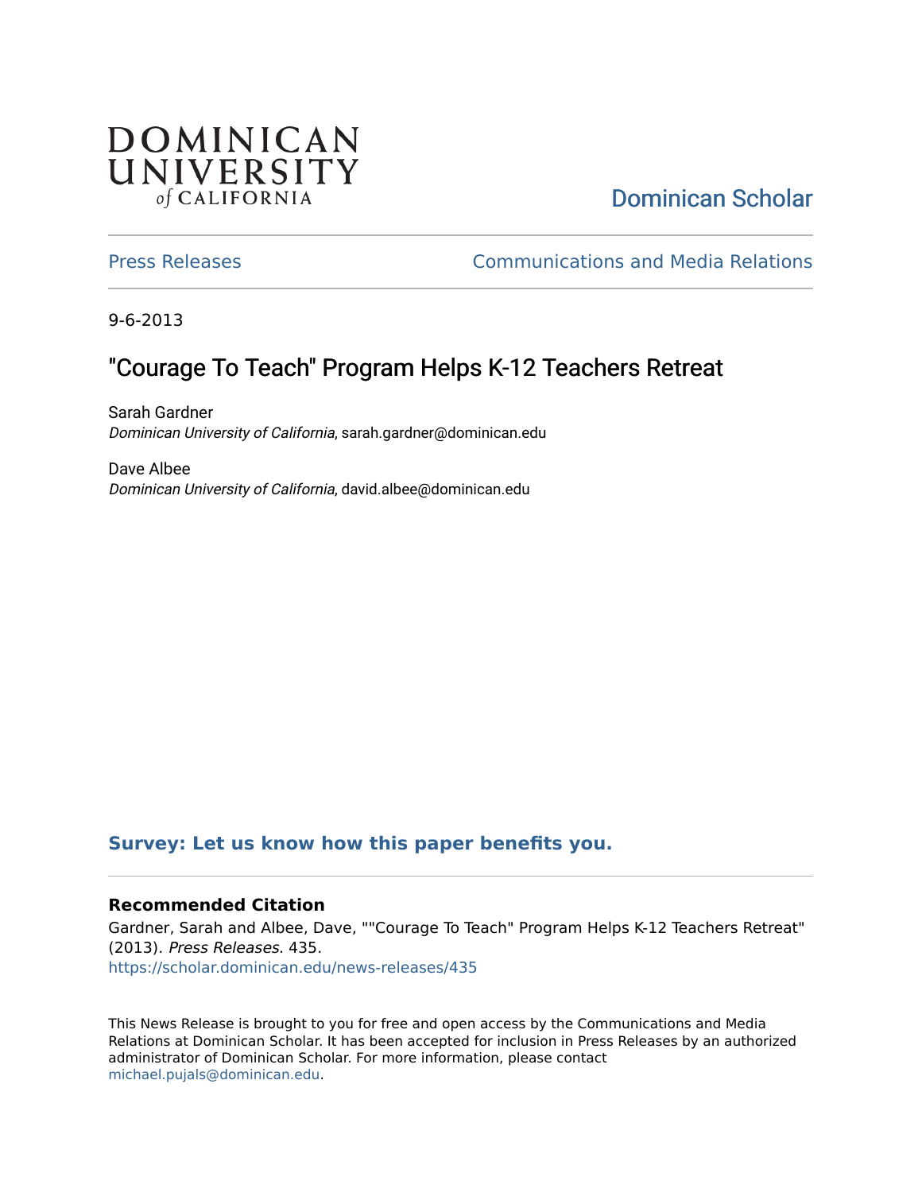DOMINICAN UNIVERSITY of CALIFORNIA

Dominican Scholar

Press Releases | Communications and Media Relations

9-6-2013

# "Courage To Teach" Program Helps K-12 Teachers Retreat

Sarah Gardner
*Dominican University of California*, sarah.gardner@dominican.edu

Dave Albee
*Dominican University of California*, david.albee@dominican.edu

**Survey: Let us know how this paper benefits you.**

### Recommended Citation

Gardner, Sarah and Albee, Dave, ""Courage To Teach" Program Helps K-12 Teachers Retreat" (2013). *Press Releases*. 435.
https://scholar.dominican.edu/news-releases/435

This News Release is brought to you for free and open access by the Communications and Media Relations at Dominican Scholar. It has been accepted for inclusion in Press Releases by an authorized administrator of Dominican Scholar. For more information, please contact michael.pujals@dominican.edu.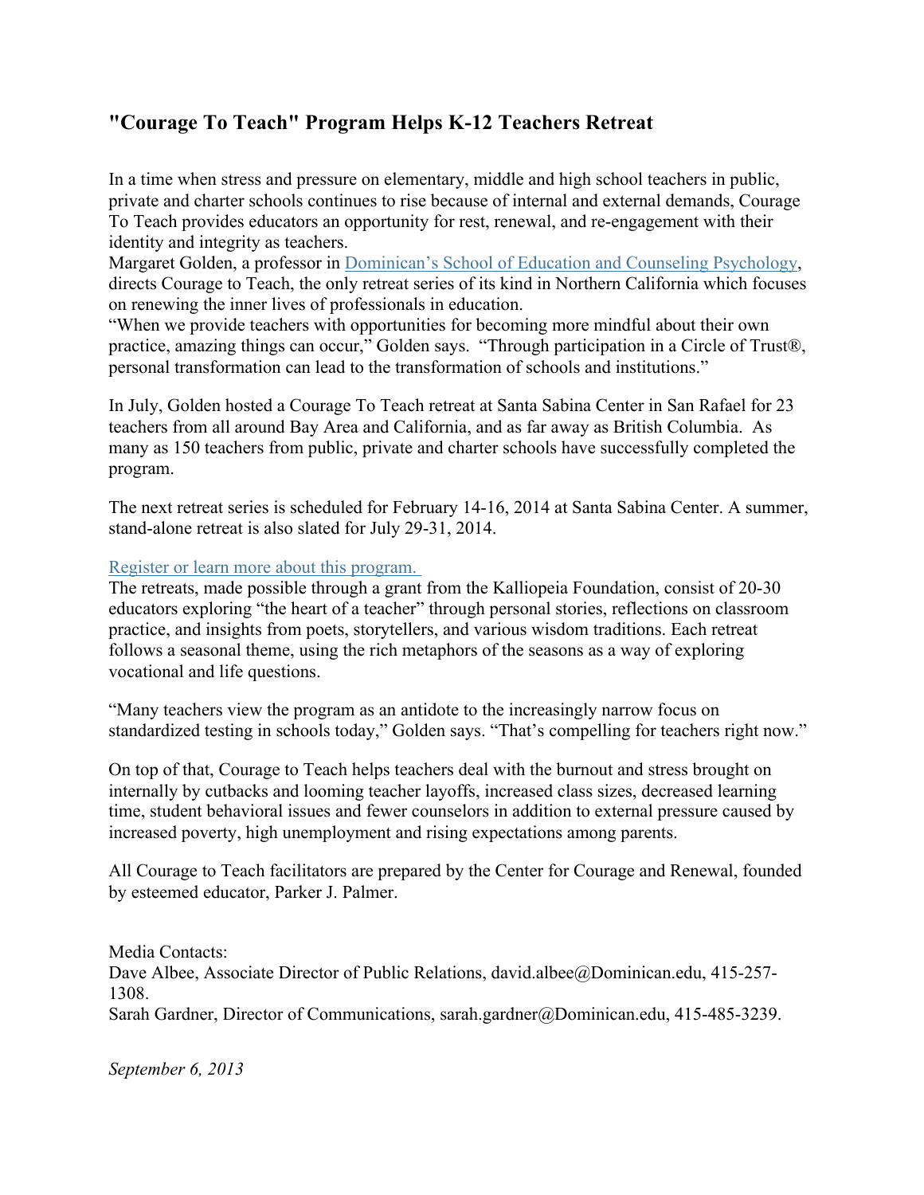## "Courage To Teach" Program Helps K-12 Teachers Retreat

In a time when stress and pressure on elementary, middle and high school teachers in public, private and charter schools continues to rise because of internal and external demands, Courage To Teach provides educators an opportunity for rest, renewal, and re-engagement with their identity and integrity as teachers.

Margaret Golden, a professor in Dominican's School of Education and Counseling Psychology, directs Courage to Teach, the only retreat series of its kind in Northern California which focuses on renewing the inner lives of professionals in education.

"When we provide teachers with opportunities for becoming more mindful about their own practice, amazing things can occur," Golden says. "Through participation in a Circle of Trust®, personal transformation can lead to the transformation of schools and institutions."

In July, Golden hosted a Courage To Teach retreat at Santa Sabina Center in San Rafael for 23 teachers from all around Bay Area and California, and as far away as British Columbia. As many as 150 teachers from public, private and charter schools have successfully completed the program.

The next retreat series is scheduled for February 14-16, 2014 at Santa Sabina Center. A summer, stand-alone retreat is also slated for July 29-31, 2014.

Register or learn more about this program.

The retreats, made possible through a grant from the Kalliopeia Foundation, consist of 20-30 educators exploring "the heart of a teacher" through personal stories, reflections on classroom practice, and insights from poets, storytellers, and various wisdom traditions. Each retreat follows a seasonal theme, using the rich metaphors of the seasons as a way of exploring vocational and life questions.

"Many teachers view the program as an antidote to the increasingly narrow focus on standardized testing in schools today," Golden says. "That's compelling for teachers right now."

On top of that, Courage to Teach helps teachers deal with the burnout and stress brought on internally by cutbacks and looming teacher layoffs, increased class sizes, decreased learning time, student behavioral issues and fewer counselors in addition to external pressure caused by increased poverty, high unemployment and rising expectations among parents.

All Courage to Teach facilitators are prepared by the Center for Courage and Renewal, founded by esteemed educator, Parker J. Palmer.

Media Contacts:
Dave Albee, Associate Director of Public Relations, david.albee@Dominican.edu, 415-257-1308.
Sarah Gardner, Director of Communications, sarah.gardner@Dominican.edu, 415-485-3239.

*September 6, 2013*